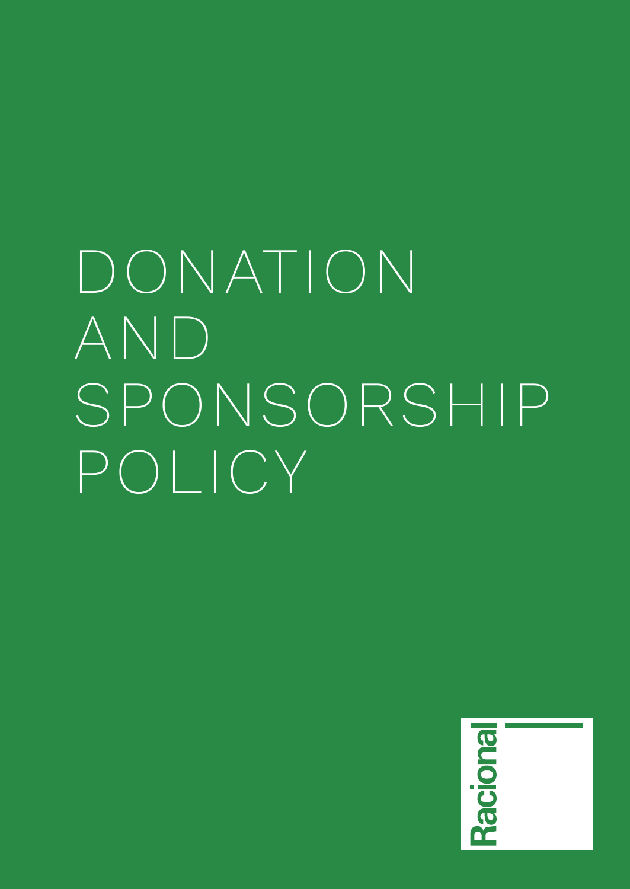# DONATION AND SPONSORSHIP POLICY

Racional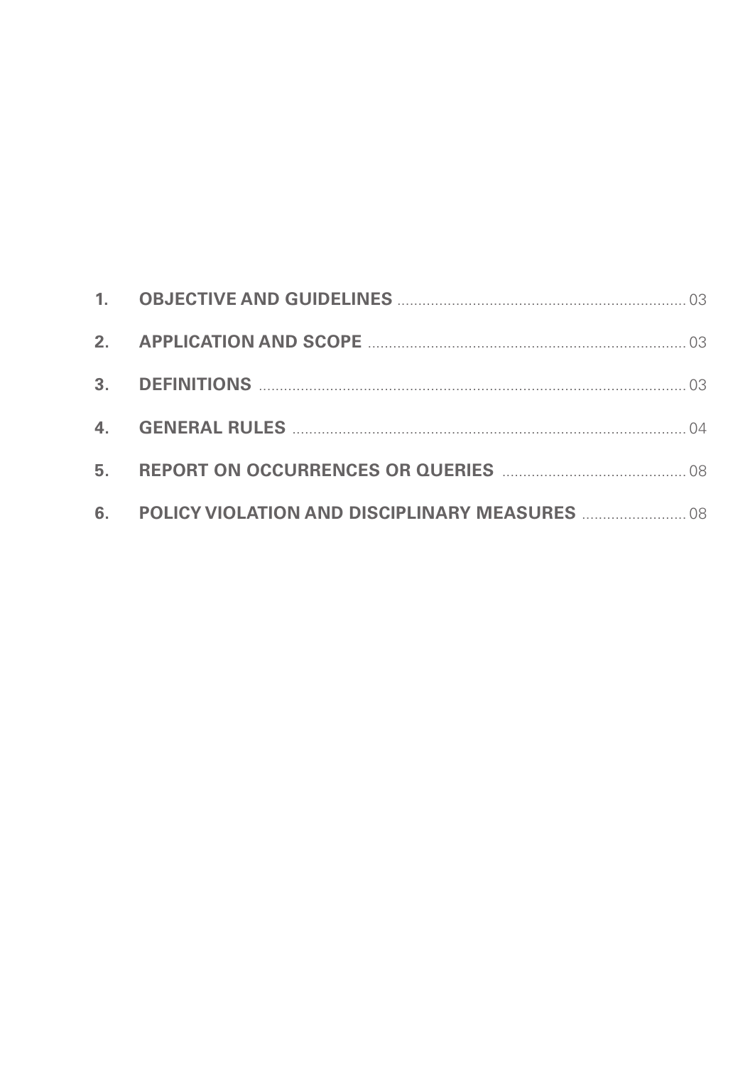| | | |
|---|---|---|
| **1.** | **OBJECTIVE AND GUIDELINES** | 03 |
| **2.** | **APPLICATION AND SCOPE** | 03 |
| **3.** | **DEFINITIONS** | 03 |
| **4.** | **GENERAL RULES** | 04 |
| **5.** | **REPORT ON OCCURRENCES OR QUERIES** | 08 |
| **6.** | **POLICY VIOLATION AND DISCIPLINARY MEASURES** | 08 |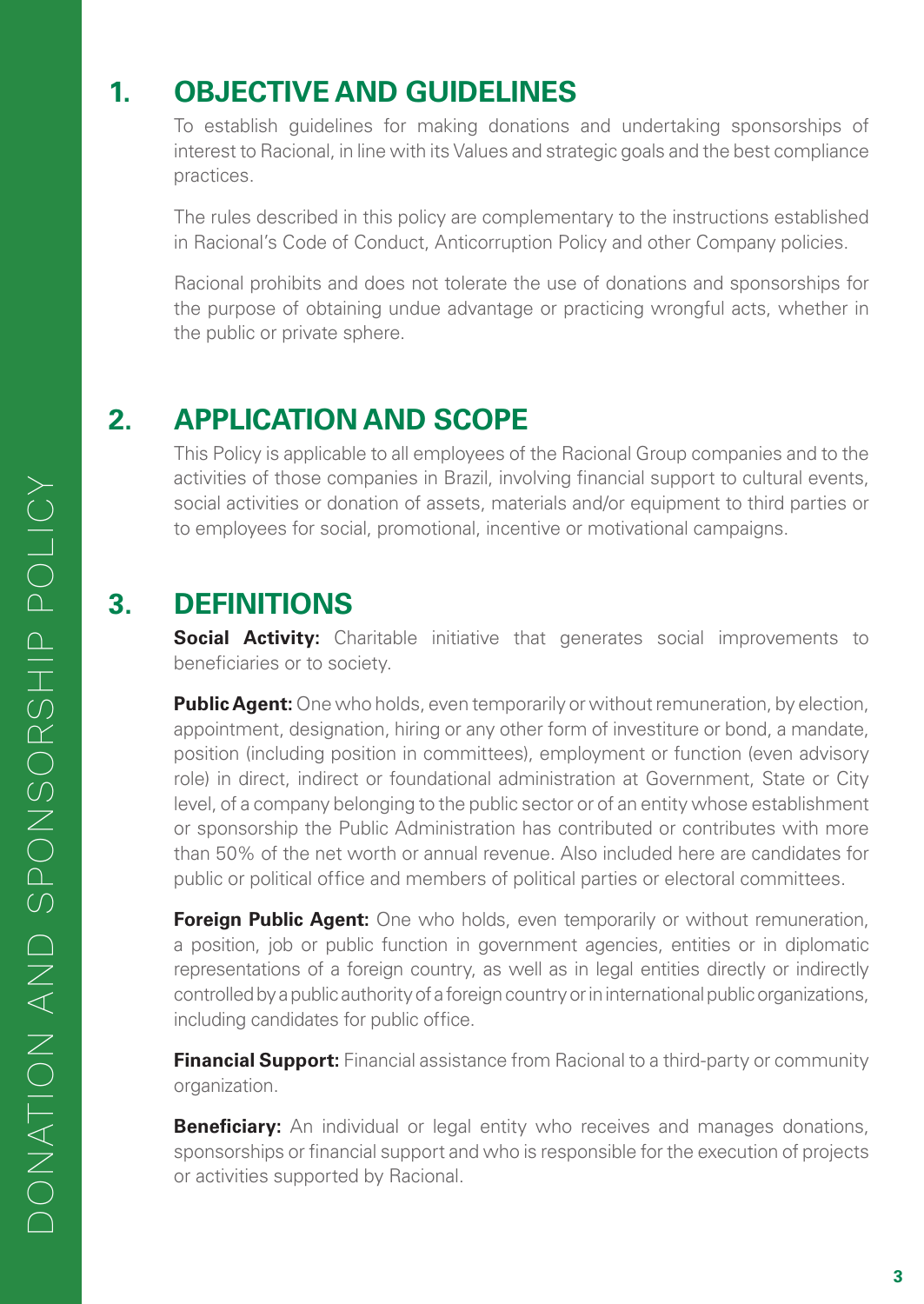## 1. OBJECTIVE AND GUIDELINES

To establish guidelines for making donations and undertaking sponsorships of interest to Racional, in line with its Values and strategic goals and the best compliance practices.

The rules described in this policy are complementary to the instructions established in Racional's Code of Conduct, Anticorruption Policy and other Company policies.

Racional prohibits and does not tolerate the use of donations and sponsorships for the purpose of obtaining undue advantage or practicing wrongful acts, whether in the public or private sphere.

## 2. APPLICATION AND SCOPE

This Policy is applicable to all employees of the Racional Group companies and to the activities of those companies in Brazil, involving financial support to cultural events, social activities or donation of assets, materials and/or equipment to third parties or to employees for social, promotional, incentive or motivational campaigns.

## 3. DEFINITIONS

**Social Activity:** Charitable initiative that generates social improvements to beneficiaries or to society.

**Public Agent:** One who holds, even temporarily or without remuneration, by election, appointment, designation, hiring or any other form of investiture or bond, a mandate, position (including position in committees), employment or function (even advisory role) in direct, indirect or foundational administration at Government, State or City level, of a company belonging to the public sector or of an entity whose establishment or sponsorship the Public Administration has contributed or contributes with more than 50% of the net worth or annual revenue. Also included here are candidates for public or political office and members of political parties or electoral committees.

**Foreign Public Agent:** One who holds, even temporarily or without remuneration, a position, job or public function in government agencies, entities or in diplomatic representations of a foreign country, as well as in legal entities directly or indirectly controlled by a public authority of a foreign country or in international public organizations, including candidates for public office.

**Financial Support:** Financial assistance from Racional to a third-party or community organization.

**Beneficiary:** An individual or legal entity who receives and manages donations, sponsorships or financial support and who is responsible for the execution of projects or activities supported by Racional.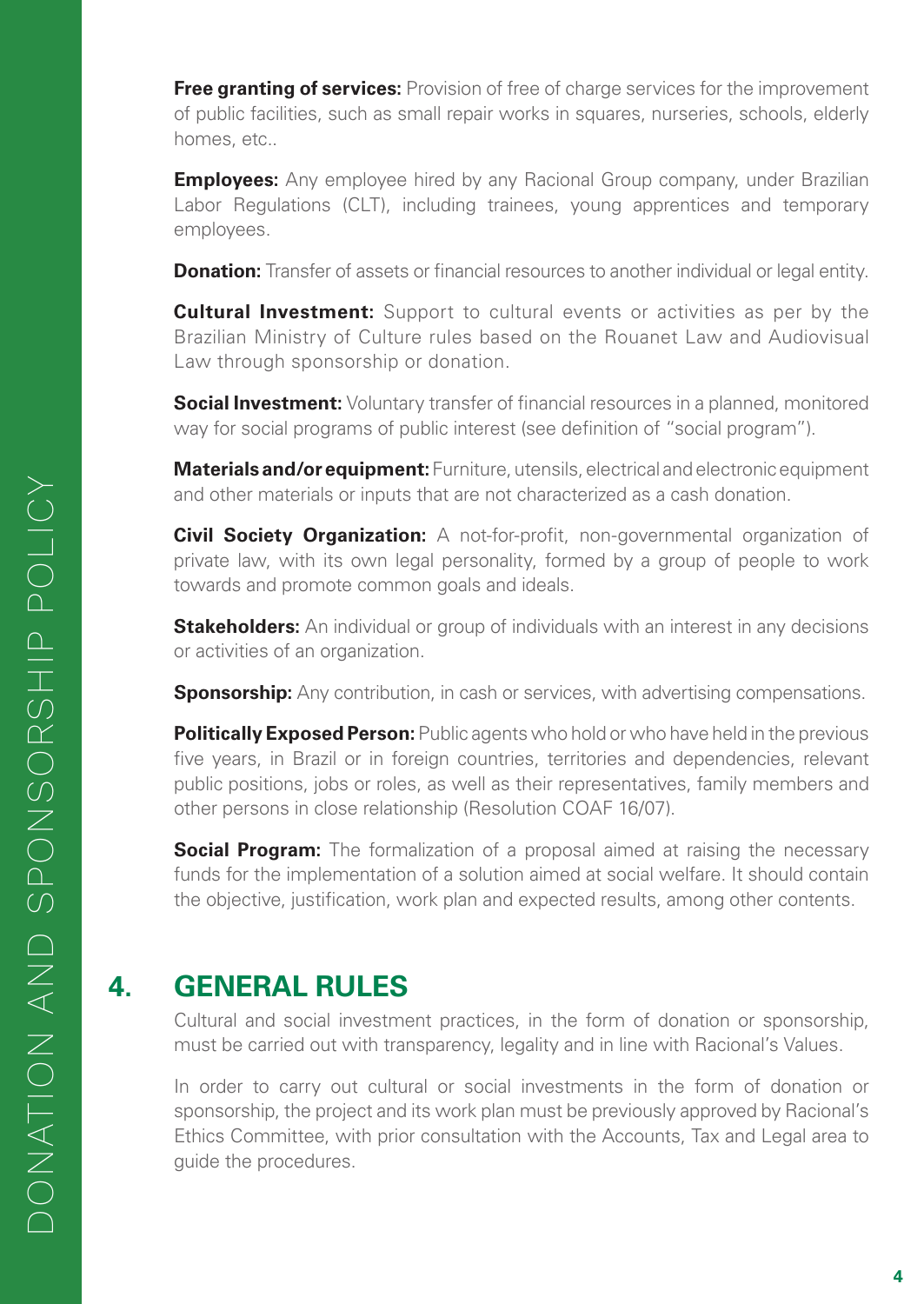**Free granting of services:** Provision of free of charge services for the improvement of public facilities, such as small repair works in squares, nurseries, schools, elderly homes, etc..

**Employees:** Any employee hired by any Racional Group company, under Brazilian Labor Regulations (CLT), including trainees, young apprentices and temporary employees.

**Donation:** Transfer of assets or financial resources to another individual or legal entity.

**Cultural Investment:** Support to cultural events or activities as per by the Brazilian Ministry of Culture rules based on the Rouanet Law and Audiovisual Law through sponsorship or donation.

**Social Investment:** Voluntary transfer of financial resources in a planned, monitored way for social programs of public interest (see definition of "social program").

**Materials and/or equipment:** Furniture, utensils, electrical and electronic equipment and other materials or inputs that are not characterized as a cash donation.

**Civil Society Organization:** A not-for-profit, non-governmental organization of private law, with its own legal personality, formed by a group of people to work towards and promote common goals and ideals.

**Stakeholders:** An individual or group of individuals with an interest in any decisions or activities of an organization.

**Sponsorship:** Any contribution, in cash or services, with advertising compensations.

**Politically Exposed Person:** Public agents who hold or who have held in the previous five years, in Brazil or in foreign countries, territories and dependencies, relevant public positions, jobs or roles, as well as their representatives, family members and other persons in close relationship (Resolution COAF 16/07).

**Social Program:** The formalization of a proposal aimed at raising the necessary funds for the implementation of a solution aimed at social welfare. It should contain the objective, justification, work plan and expected results, among other contents.

## 4. GENERAL RULES

Cultural and social investment practices, in the form of donation or sponsorship, must be carried out with transparency, legality and in line with Racional's Values.

In order to carry out cultural or social investments in the form of donation or sponsorship, the project and its work plan must be previously approved by Racional's Ethics Committee, with prior consultation with the Accounts, Tax and Legal area to guide the procedures.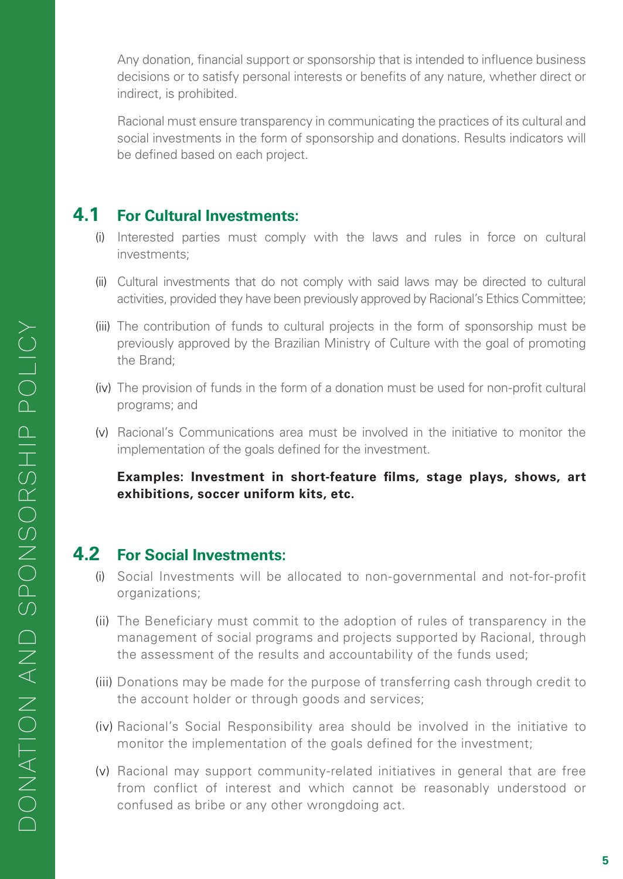Any donation, financial support or sponsorship that is intended to influence business decisions or to satisfy personal interests or benefits of any nature, whether direct or indirect, is prohibited.

Racional must ensure transparency in communicating the practices of its cultural and social investments in the form of sponsorship and donations. Results indicators will be defined based on each project.

## 4.1 For Cultural Investments:

(i) Interested parties must comply with the laws and rules in force on cultural investments;

(ii) Cultural investments that do not comply with said laws may be directed to cultural activities, provided they have been previously approved by Racional's Ethics Committee;

(iii) The contribution of funds to cultural projects in the form of sponsorship must be previously approved by the Brazilian Ministry of Culture with the goal of promoting the Brand;

(iv) The provision of funds in the form of a donation must be used for non-profit cultural programs; and

(v) Racional's Communications area must be involved in the initiative to monitor the implementation of the goals defined for the investment.

**Examples: Investment in short-feature films, stage plays, shows, art exhibitions, soccer uniform kits, etc.**

## 4.2 For Social Investments:

(i) Social Investments will be allocated to non-governmental and not-for-profit organizations;

(ii) The Beneficiary must commit to the adoption of rules of transparency in the management of social programs and projects supported by Racional, through the assessment of the results and accountability of the funds used;

(iii) Donations may be made for the purpose of transferring cash through credit to the account holder or through goods and services;

(iv) Racional's Social Responsibility area should be involved in the initiative to monitor the implementation of the goals defined for the investment;

(v) Racional may support community-related initiatives in general that are free from conflict of interest and which cannot be reasonably understood or confused as bribe or any other wrongdoing act.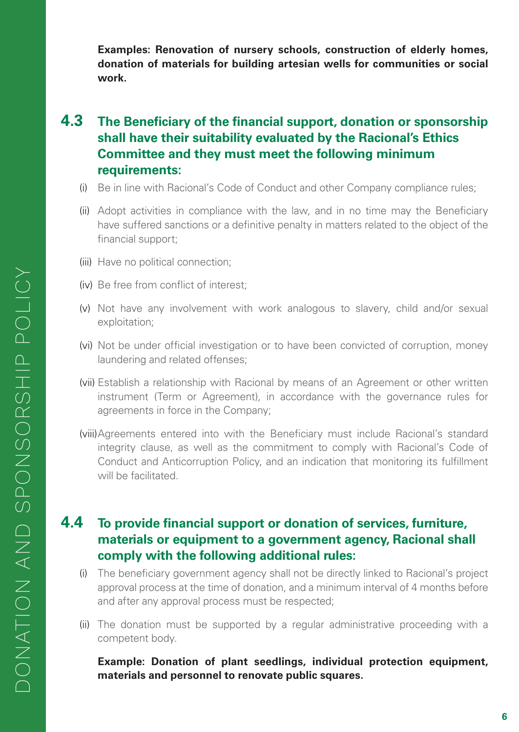**Examples: Renovation of nursery schools, construction of elderly homes, donation of materials for building artesian wells for communities or social work.**

## 4.3 The Beneficiary of the financial support, donation or sponsorship shall have their suitability evaluated by the Racional's Ethics Committee and they must meet the following minimum requirements:

(i) Be in line with Racional's Code of Conduct and other Company compliance rules;

(ii) Adopt activities in compliance with the law, and in no time may the Beneficiary have suffered sanctions or a definitive penalty in matters related to the object of the financial support;

(iii) Have no political connection;

(iv) Be free from conflict of interest;

(v) Not have any involvement with work analogous to slavery, child and/or sexual exploitation;

(vi) Not be under official investigation or to have been convicted of corruption, money laundering and related offenses;

(vii) Establish a relationship with Racional by means of an Agreement or other written instrument (Term or Agreement), in accordance with the governance rules for agreements in force in the Company;

(viii) Agreements entered into with the Beneficiary must include Racional's standard integrity clause, as well as the commitment to comply with Racional's Code of Conduct and Anticorruption Policy, and an indication that monitoring its fulfillment will be facilitated.

## 4.4 To provide financial support or donation of services, furniture, materials or equipment to a government agency, Racional shall comply with the following additional rules:

(i) The beneficiary government agency shall not be directly linked to Racional's project approval process at the time of donation, and a minimum interval of 4 months before and after any approval process must be respected;

(ii) The donation must be supported by a regular administrative proceeding with a competent body.

**Example: Donation of plant seedlings, individual protection equipment, materials and personnel to renovate public squares.**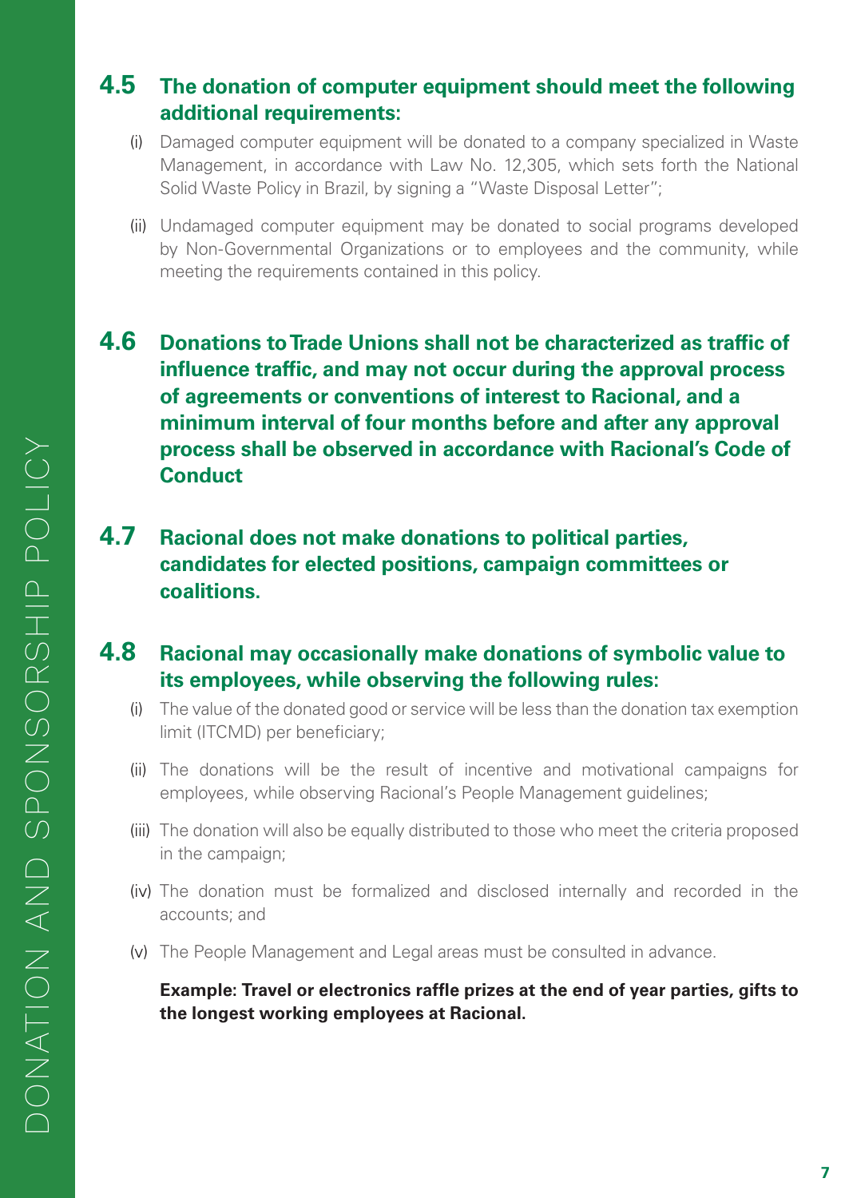## 4.5 The donation of computer equipment should meet the following additional requirements:

(i) Damaged computer equipment will be donated to a company specialized in Waste Management, in accordance with Law No. 12,305, which sets forth the National Solid Waste Policy in Brazil, by signing a "Waste Disposal Letter";

(ii) Undamaged computer equipment may be donated to social programs developed by Non-Governmental Organizations or to employees and the community, while meeting the requirements contained in this policy.

## 4.6 Donations to Trade Unions shall not be characterized as traffic of influence traffic, and may not occur during the approval process of agreements or conventions of interest to Racional, and a minimum interval of four months before and after any approval process shall be observed in accordance with Racional's Code of Conduct

## 4.7 Racional does not make donations to political parties, candidates for elected positions, campaign committees or coalitions.

## 4.8 Racional may occasionally make donations of symbolic value to its employees, while observing the following rules:

(i) The value of the donated good or service will be less than the donation tax exemption limit (ITCMD) per beneficiary;

(ii) The donations will be the result of incentive and motivational campaigns for employees, while observing Racional's People Management guidelines;

(iii) The donation will also be equally distributed to those who meet the criteria proposed in the campaign;

(iv) The donation must be formalized and disclosed internally and recorded in the accounts; and

(v) The People Management and Legal areas must be consulted in advance.

**Example: Travel or electronics raffle prizes at the end of year parties, gifts to the longest working employees at Racional.**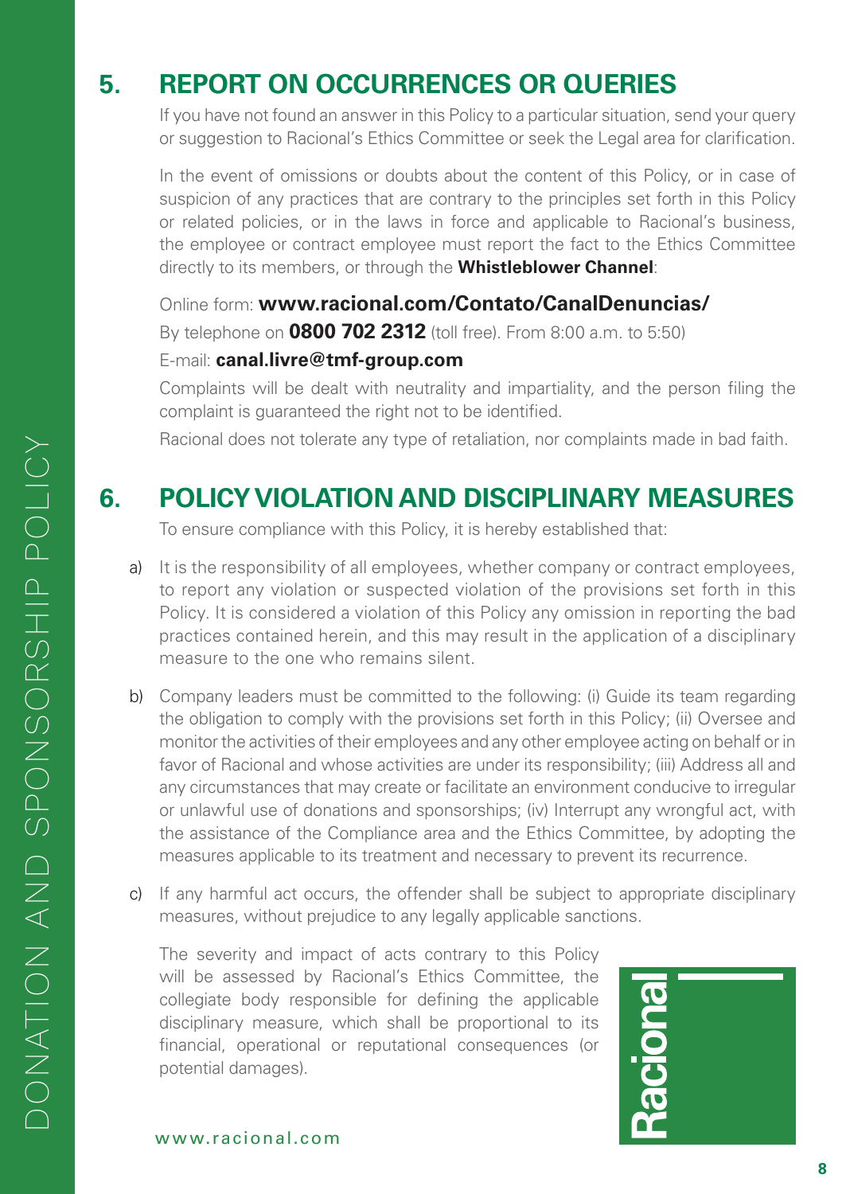## 5. REPORT ON OCCURRENCES OR QUERIES

If you have not found an answer in this Policy to a particular situation, send your query or suggestion to Racional's Ethics Committee or seek the Legal area for clarification.

In the event of omissions or doubts about the content of this Policy, or in case of suspicion of any practices that are contrary to the principles set forth in this Policy or related policies, or in the laws in force and applicable to Racional's business, the employee or contract employee must report the fact to the Ethics Committee directly to its members, or through the **Whistleblower Channel**:

Online form: **www.racional.com/Contato/CanalDenuncias/**

By telephone on **0800 702 2312** (toll free). From 8:00 a.m. to 5:50)

E-mail: **canal.livre@tmf-group.com**

Complaints will be dealt with neutrality and impartiality, and the person filing the complaint is guaranteed the right not to be identified.

Racional does not tolerate any type of retaliation, nor complaints made in bad faith.

## 6. POLICY VIOLATION AND DISCIPLINARY MEASURES

To ensure compliance with this Policy, it is hereby established that:

a) It is the responsibility of all employees, whether company or contract employees, to report any violation or suspected violation of the provisions set forth in this Policy. It is considered a violation of this Policy any omission in reporting the bad practices contained herein, and this may result in the application of a disciplinary measure to the one who remains silent.

b) Company leaders must be committed to the following: (i) Guide its team regarding the obligation to comply with the provisions set forth in this Policy; (ii) Oversee and monitor the activities of their employees and any other employee acting on behalf or in favor of Racional and whose activities are under its responsibility; (iii) Address all and any circumstances that may create or facilitate an environment conducive to irregular or unlawful use of donations and sponsorships; (iv) Interrupt any wrongful act, with the assistance of the Compliance area and the Ethics Committee, by adopting the measures applicable to its treatment and necessary to prevent its recurrence.

c) If any harmful act occurs, the offender shall be subject to appropriate disciplinary measures, without prejudice to any legally applicable sanctions.

The severity and impact of acts contrary to this Policy will be assessed by Racional's Ethics Committee, the collegiate body responsible for defining the applicable disciplinary measure, which shall be proportional to its financial, operational or reputational consequences (or potential damages).